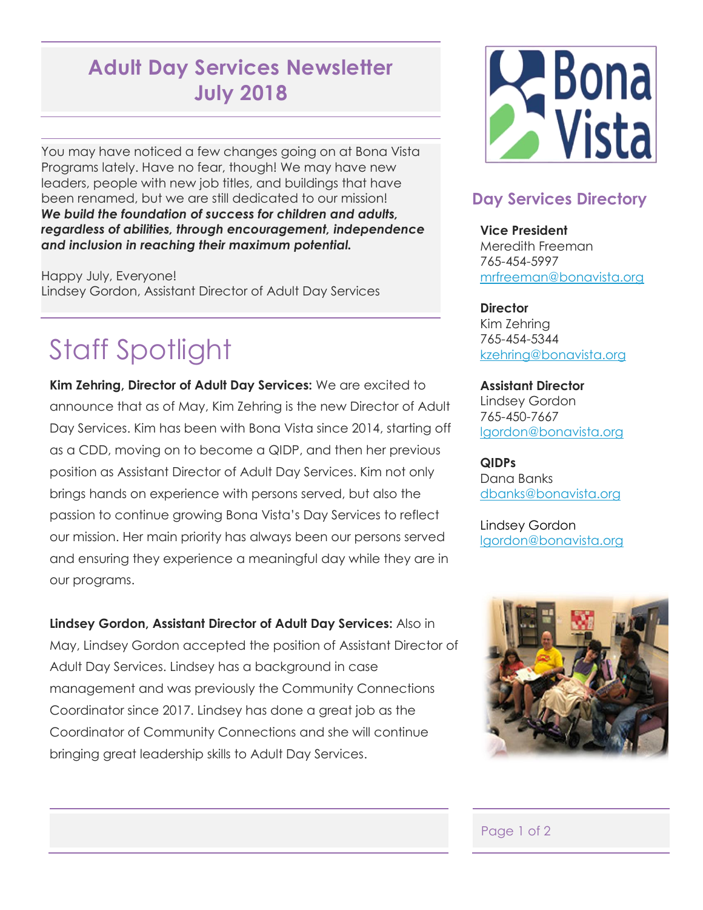# Adult Day Services Newsletter July 2018

You may have noticed a few changes going on at Bona Vista Programs lately. Have no fear, though! We may have new leaders, people with new job titles, and buildings that have been renamed, but we are still dedicated to our mission! ***We build the foundation of success for children and adults, regardless of abilities, through encouragement, independence and inclusion in reaching their maximum potential.***

Happy July, Everyone!
Lindsey Gordon, Assistant Director of Adult Day Services

# Staff Spotlight

**Kim Zehring, Director of Adult Day Services:** We are excited to announce that as of May, Kim Zehring is the new Director of Adult Day Services. Kim has been with Bona Vista since 2014, starting off as a CDD, moving on to become a QIDP, and then her previous position as Assistant Director of Adult Day Services. Kim not only brings hands on experience with persons served, but also the passion to continue growing Bona Vista's Day Services to reflect our mission. Her main priority has always been our persons served and ensuring they experience a meaningful day while they are in our programs.

**Lindsey Gordon, Assistant Director of Adult Day Services:** Also in May, Lindsey Gordon accepted the position of Assistant Director of Adult Day Services. Lindsey has a background in case management and was previously the Community Connections Coordinator since 2017. Lindsey has done a great job as the Coordinator of Community Connections and she will continue bringing great leadership skills to Adult Day Services.

## Day Services Directory

**Vice President**
Meredith Freeman
765-454-5997
mrfreeman@bonavista.org

**Director**
Kim Zehring
765-454-5344
kzehring@bonavista.org

**Assistant Director**
Lindsey Gordon
765-450-7667
lgordon@bonavista.org

**QIDPs**
Dana Banks
dbanks@bonavista.org

Lindsey Gordon
lgordon@bonavista.org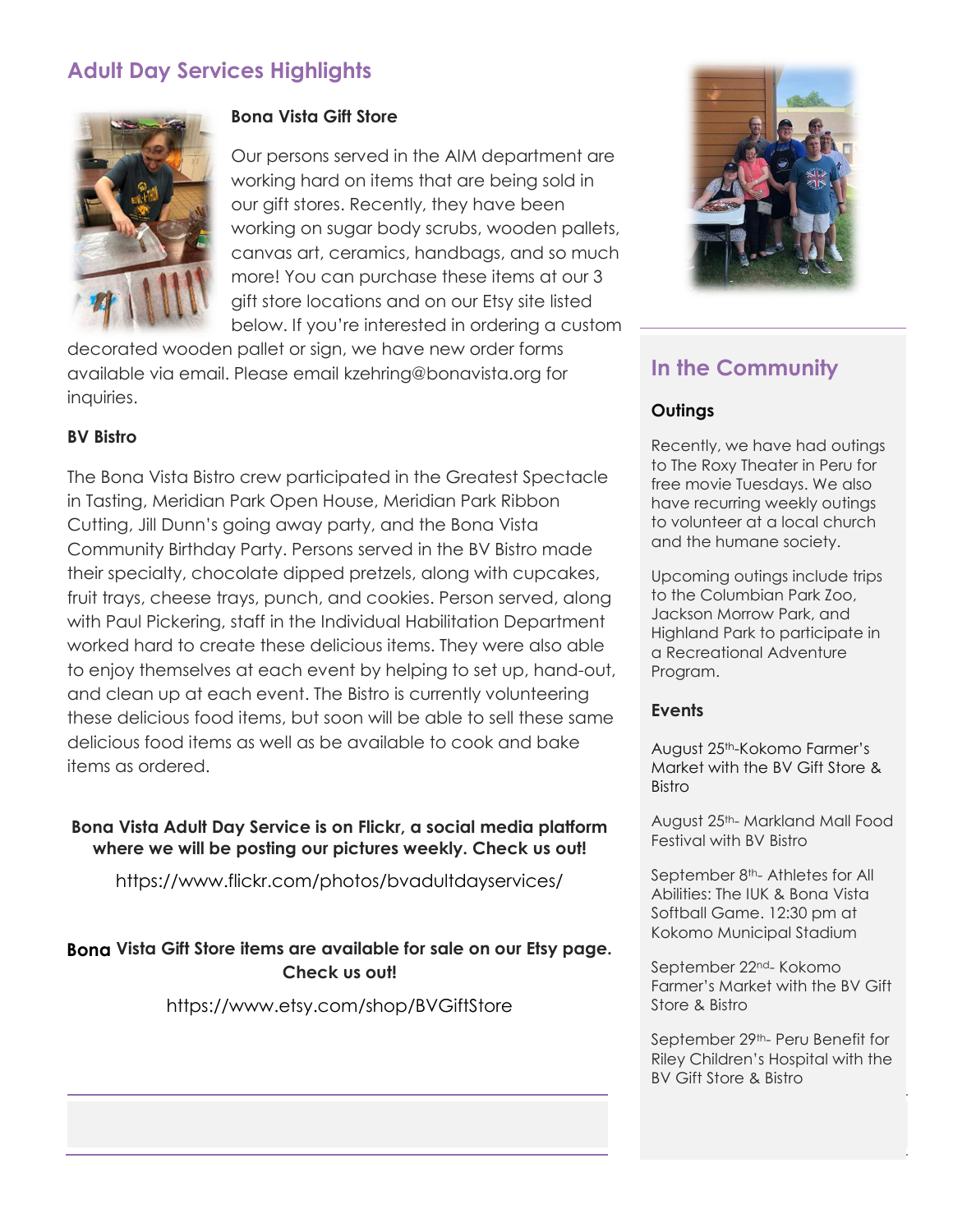## Adult Day Services Highlights

**Bona Vista Gift Store**

Our persons served in the AIM department are working hard on items that are being sold in our gift stores. Recently, they have been working on sugar body scrubs, wooden pallets, canvas art, ceramics, handbags, and so much more! You can purchase these items at our 3 gift store locations and on our Etsy site listed below. If you're interested in ordering a custom decorated wooden pallet or sign, we have new order forms available via email. Please email kzehring@bonavista.org for inquiries.

**BV Bistro**

The Bona Vista Bistro crew participated in the Greatest Spectacle in Tasting, Meridian Park Open House, Meridian Park Ribbon Cutting, Jill Dunn's going away party, and the Bona Vista Community Birthday Party. Persons served in the BV Bistro made their specialty, chocolate dipped pretzels, along with cupcakes, fruit trays, cheese trays, punch, and cookies. Person served, along with Paul Pickering, staff in the Individual Habilitation Department worked hard to create these delicious items. They were also able to enjoy themselves at each event by helping to set up, hand-out, and clean up at each event. The Bistro is currently volunteering these delicious food items, but soon will be able to sell these same delicious food items as well as be available to cook and bake items as ordered.

**Bona Vista Adult Day Service is on Flickr, a social media platform where we will be posting our pictures weekly. Check us out!**

https://www.flickr.com/photos/bvadultdayservices/

**Bona Vista Gift Store items are available for sale on our Etsy page. Check us out!**

https://www.etsy.com/shop/BVGiftStore

## In the Community

### Outings

Recently, we have had outings to The Roxy Theater in Peru for free movie Tuesdays. We also have recurring weekly outings to volunteer at a local church and the humane society.

Upcoming outings include trips to the Columbian Park Zoo, Jackson Morrow Park, and Highland Park to participate in a Recreational Adventure Program.

### Events

August 25th-Kokomo Farmer's Market with the BV Gift Store & Bistro

August 25th- Markland Mall Food Festival with BV Bistro

September 8th- Athletes for All Abilities: The IUK & Bona Vista Softball Game. 12:30 pm at Kokomo Municipal Stadium

September 22nd- Kokomo Farmer's Market with the BV Gift Store & Bistro

September 29th- Peru Benefit for Riley Children's Hospital with the BV Gift Store & Bistro